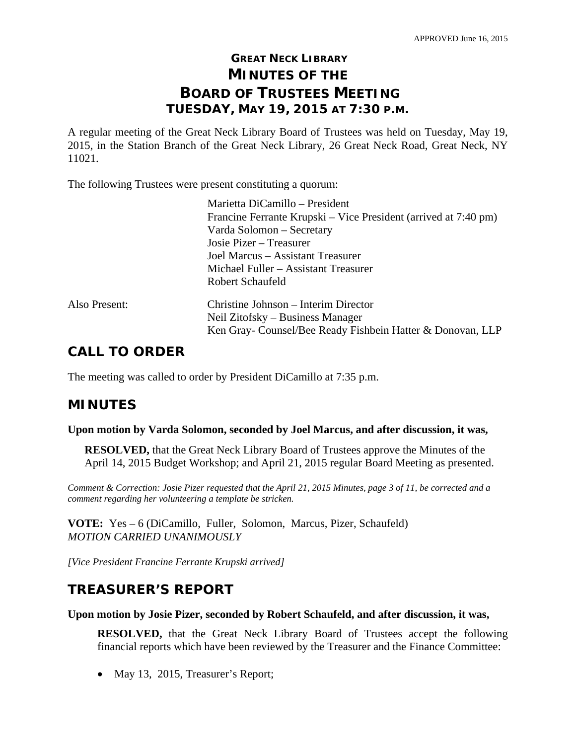APPROVED June 16, 2015

# GREAT NECK LIBRARY
# MINUTES OF THE
# BOARD OF TRUSTEES MEETING
## TUESDAY, MAY 19, 2015 AT 7:30 P.M.

A regular meeting of the Great Neck Library Board of Trustees was held on Tuesday, May 19, 2015, in the Station Branch of the Great Neck Library, 26 Great Neck Road, Great Neck, NY 11021.

The following Trustees were present constituting a quorum:

Marietta DiCamillo – President
Francine Ferrante Krupski – Vice President (arrived at 7:40 pm)
Varda Solomon – Secretary
Josie Pizer – Treasurer
Joel Marcus – Assistant Treasurer
Michael Fuller – Assistant Treasurer
Robert Schaufeld

Also Present:

Christine Johnson – Interim Director
Neil Zitofsky – Business Manager
Ken Gray- Counsel/Bee Ready Fishbein Hatter & Donovan, LLP

## CALL TO ORDER

The meeting was called to order by President DiCamillo at 7:35 p.m.

## MINUTES

**Upon motion by Varda Solomon, seconded by Joel Marcus, and after discussion, it was,**

**RESOLVED,** that the Great Neck Library Board of Trustees approve the Minutes of the April 14, 2015 Budget Workshop; and April 21, 2015 regular Board Meeting as presented.

*Comment & Correction: Josie Pizer requested that the April 21, 2015 Minutes, page 3 of 11, be corrected and a comment regarding her volunteering a template be stricken.*

**VOTE:** Yes – 6 (DiCamillo, Fuller, Solomon, Marcus, Pizer, Schaufeld)
*MOTION CARRIED UNANIMOUSLY*

*[Vice President Francine Ferrante Krupski arrived]*

## TREASURER'S REPORT

**Upon motion by Josie Pizer, seconded by Robert Schaufeld, and after discussion, it was,**

**RESOLVED,** that the Great Neck Library Board of Trustees accept the following financial reports which have been reviewed by the Treasurer and the Finance Committee:

- May 13, 2015, Treasurer's Report;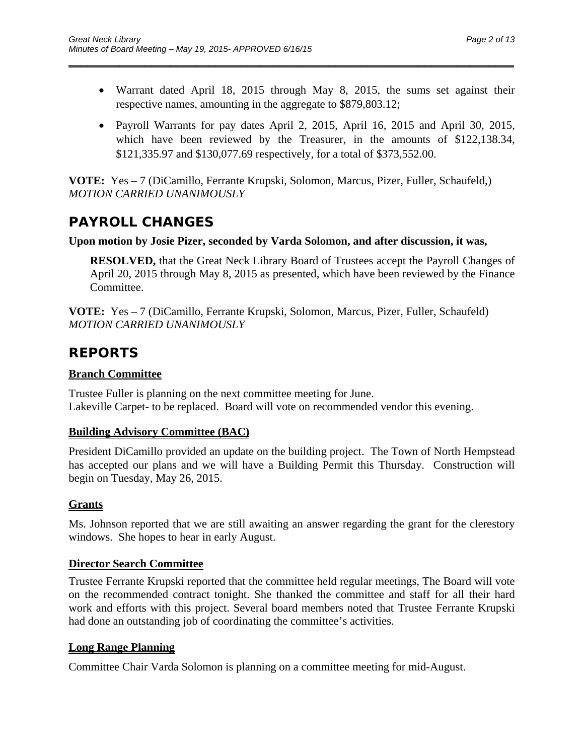- Warrant dated April 18, 2015 through May 8, 2015, the sums set against their respective names, amounting in the aggregate to $879,803.12;
- Payroll Warrants for pay dates April 2, 2015, April 16, 2015 and April 30, 2015, which have been reviewed by the Treasurer, in the amounts of $122,138.34, $121,335.97 and $130,077.69 respectively, for a total of $373,552.00.

**VOTE:** Yes – 7 (DiCamillo, Ferrante Krupski, Solomon, Marcus, Pizer, Fuller, Schaufeld,)
*MOTION CARRIED UNANIMOUSLY*

## PAYROLL CHANGES

**Upon motion by Josie Pizer, seconded by Varda Solomon, and after discussion, it was,**

> **RESOLVED,** that the Great Neck Library Board of Trustees accept the Payroll Changes of April 20, 2015 through May 8, 2015 as presented, which have been reviewed by the Finance Committee.

**VOTE:** Yes – 7 (DiCamillo, Ferrante Krupski, Solomon, Marcus, Pizer, Fuller, Schaufeld)
*MOTION CARRIED UNANIMOUSLY*

## REPORTS

### Branch Committee

Trustee Fuller is planning on the next committee meeting for June.
Lakeville Carpet- to be replaced. Board will vote on recommended vendor this evening.

### Building Advisory Committee (BAC)

President DiCamillo provided an update on the building project. The Town of North Hempstead has accepted our plans and we will have a Building Permit this Thursday. Construction will begin on Tuesday, May 26, 2015.

### Grants

Ms. Johnson reported that we are still awaiting an answer regarding the grant for the clerestory windows. She hopes to hear in early August.

### Director Search Committee

Trustee Ferrante Krupski reported that the committee held regular meetings, The Board will vote on the recommended contract tonight. She thanked the committee and staff for all their hard work and efforts with this project. Several board members noted that Trustee Ferrante Krupski had done an outstanding job of coordinating the committee's activities.

### Long Range Planning

Committee Chair Varda Solomon is planning on a committee meeting for mid-August.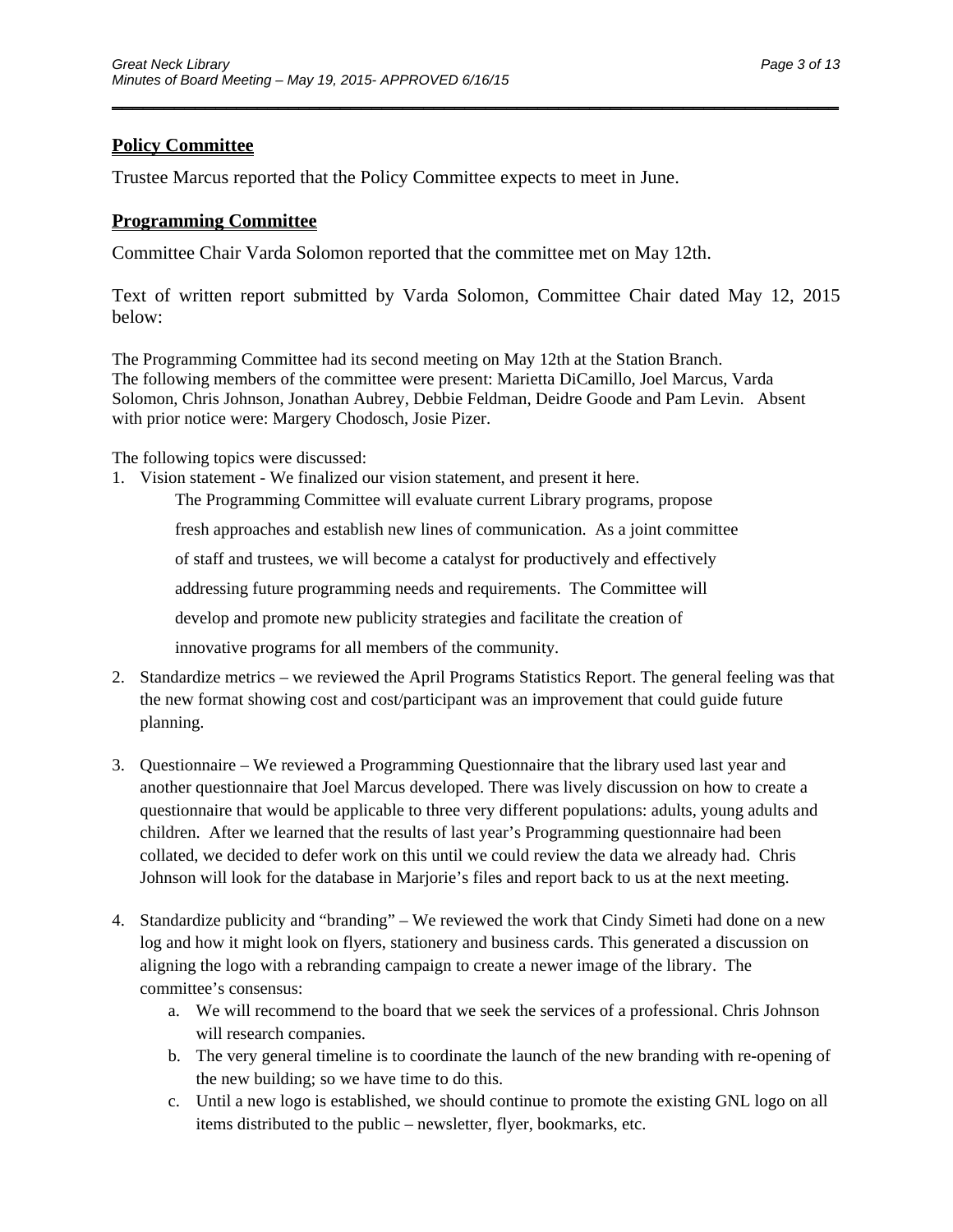## Policy Committee

Trustee Marcus reported that the Policy Committee expects to meet in June.

## Programming Committee

Committee Chair Varda Solomon reported that the committee met on May 12th.

Text of written report submitted by Varda Solomon, Committee Chair dated May 12, 2015 below:

The Programming Committee had its second meeting on May 12th at the Station Branch. The following members of the committee were present: Marietta DiCamillo, Joel Marcus, Varda Solomon, Chris Johnson, Jonathan Aubrey, Debbie Feldman, Deidre Goode and Pam Levin. Absent with prior notice were: Margery Chodosch, Josie Pizer.

The following topics were discussed:

1. Vision statement - We finalized our vision statement, and present it here.

   The Programming Committee will evaluate current Library programs, propose fresh approaches and establish new lines of communication. As a joint committee of staff and trustees, we will become a catalyst for productively and effectively addressing future programming needs and requirements. The Committee will develop and promote new publicity strategies and facilitate the creation of innovative programs for all members of the community.

2. Standardize metrics – we reviewed the April Programs Statistics Report. The general feeling was that the new format showing cost and cost/participant was an improvement that could guide future planning.

3. Questionnaire – We reviewed a Programming Questionnaire that the library used last year and another questionnaire that Joel Marcus developed. There was lively discussion on how to create a questionnaire that would be applicable to three very different populations: adults, young adults and children. After we learned that the results of last year's Programming questionnaire had been collated, we decided to defer work on this until we could review the data we already had. Chris Johnson will look for the database in Marjorie's files and report back to us at the next meeting.

4. Standardize publicity and "branding" – We reviewed the work that Cindy Simeti had done on a new log and how it might look on flyers, stationery and business cards. This generated a discussion on aligning the logo with a rebranding campaign to create a newer image of the library. The committee's consensus:
   a. We will recommend to the board that we seek the services of a professional. Chris Johnson will research companies.
   b. The very general timeline is to coordinate the launch of the new branding with re-opening of the new building; so we have time to do this.
   c. Until a new logo is established, we should continue to promote the existing GNL logo on all items distributed to the public – newsletter, flyer, bookmarks, etc.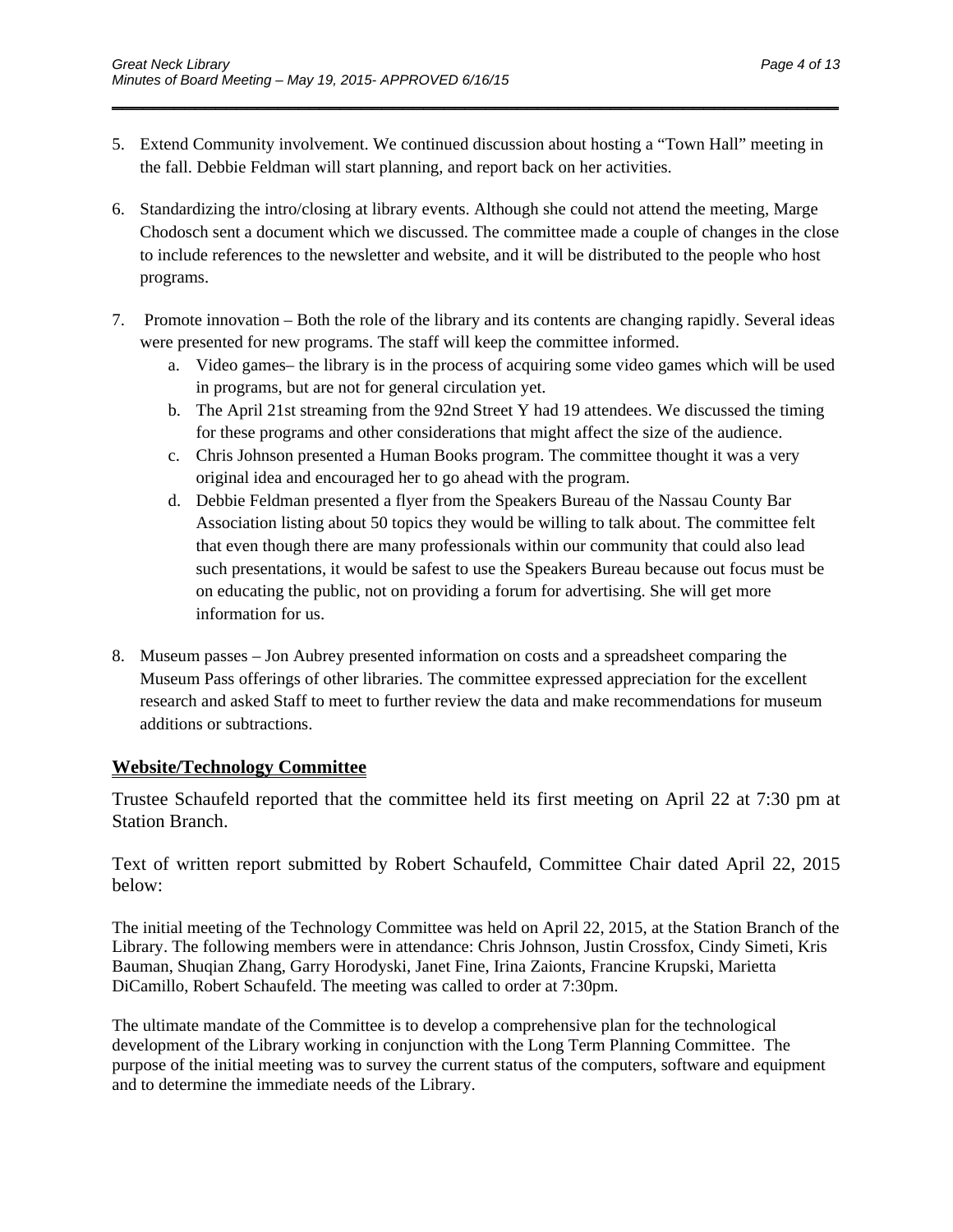5. Extend Community involvement. We continued discussion about hosting a "Town Hall" meeting in the fall. Debbie Feldman will start planning, and report back on her activities.

6. Standardizing the intro/closing at library events. Although she could not attend the meeting, Marge Chodosch sent a document which we discussed. The committee made a couple of changes in the close to include references to the newsletter and website, and it will be distributed to the people who host programs.

7. Promote innovation – Both the role of the library and its contents are changing rapidly. Several ideas were presented for new programs. The staff will keep the committee informed.
   a. Video games– the library is in the process of acquiring some video games which will be used in programs, but are not for general circulation yet.
   b. The April 21st streaming from the 92nd Street Y had 19 attendees. We discussed the timing for these programs and other considerations that might affect the size of the audience.
   c. Chris Johnson presented a Human Books program. The committee thought it was a very original idea and encouraged her to go ahead with the program.
   d. Debbie Feldman presented a flyer from the Speakers Bureau of the Nassau County Bar Association listing about 50 topics they would be willing to talk about. The committee felt that even though there are many professionals within our community that could also lead such presentations, it would be safest to use the Speakers Bureau because out focus must be on educating the public, not on providing a forum for advertising. She will get more information for us.

8. Museum passes – Jon Aubrey presented information on costs and a spreadsheet comparing the Museum Pass offerings of other libraries. The committee expressed appreciation for the excellent research and asked Staff to meet to further review the data and make recommendations for museum additions or subtractions.

## Website/Technology Committee

Trustee Schaufeld reported that the committee held its first meeting on April 22 at 7:30 pm at Station Branch.

Text of written report submitted by Robert Schaufeld, Committee Chair dated April 22, 2015 below:

The initial meeting of the Technology Committee was held on April 22, 2015, at the Station Branch of the Library. The following members were in attendance: Chris Johnson, Justin Crossfox, Cindy Simeti, Kris Bauman, Shuqian Zhang, Garry Horodyski, Janet Fine, Irina Zaionts, Francine Krupski, Marietta DiCamillo, Robert Schaufeld. The meeting was called to order at 7:30pm.

The ultimate mandate of the Committee is to develop a comprehensive plan for the technological development of the Library working in conjunction with the Long Term Planning Committee. The purpose of the initial meeting was to survey the current status of the computers, software and equipment and to determine the immediate needs of the Library.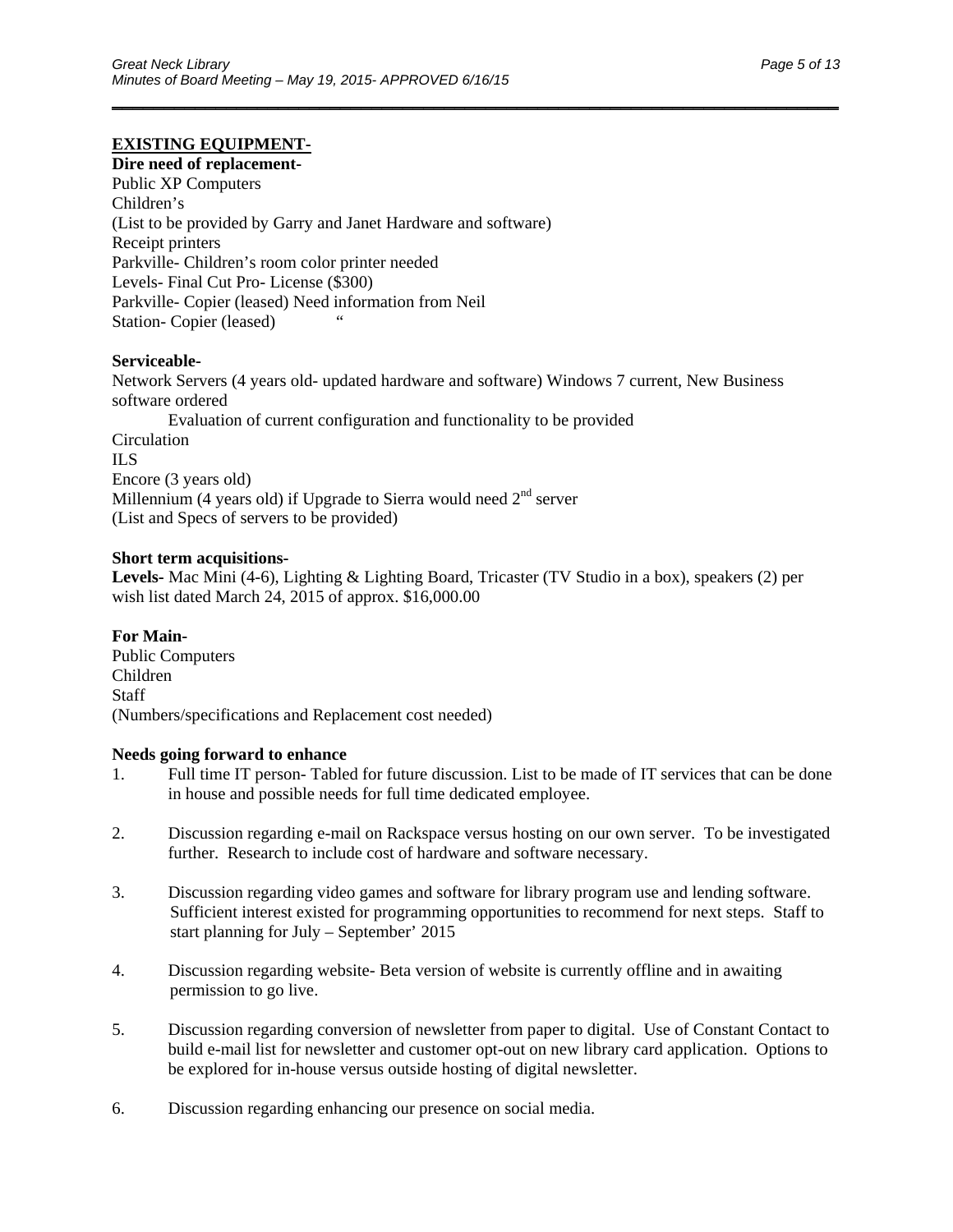**EXISTING EQUIPMENT-**

**Dire need of replacement-**

Public XP Computers
Children's
(List to be provided by Garry and Janet Hardware and software)
Receipt printers
Parkville- Children's room color printer needed
Levels- Final Cut Pro- License ($300)
Parkville- Copier (leased) Need information from Neil
Station- Copier (leased) "

**Serviceable-**

Network Servers (4 years old- updated hardware and software) Windows 7 current, New Business software ordered

Evaluation of current configuration and functionality to be provided

Circulation
ILS
Encore (3 years old)
Millennium (4 years old) if Upgrade to Sierra would need 2nd server
(List and Specs of servers to be provided)

**Short term acquisitions-**

**Levels-** Mac Mini (4-6), Lighting & Lighting Board, Tricaster (TV Studio in a box), speakers (2) per wish list dated March 24, 2015 of approx. $16,000.00

**For Main-**

Public Computers
Children
Staff
(Numbers/specifications and Replacement cost needed)

**Needs going forward to enhance**

1. Full time IT person- Tabled for future discussion. List to be made of IT services that can be done in house and possible needs for full time dedicated employee.

2. Discussion regarding e-mail on Rackspace versus hosting on our own server. To be investigated further. Research to include cost of hardware and software necessary.

3. Discussion regarding video games and software for library program use and lending software. Sufficient interest existed for programming opportunities to recommend for next steps. Staff to start planning for July – September' 2015

4. Discussion regarding website- Beta version of website is currently offline and in awaiting permission to go live.

5. Discussion regarding conversion of newsletter from paper to digital. Use of Constant Contact to build e-mail list for newsletter and customer opt-out on new library card application. Options to be explored for in-house versus outside hosting of digital newsletter.

6. Discussion regarding enhancing our presence on social media.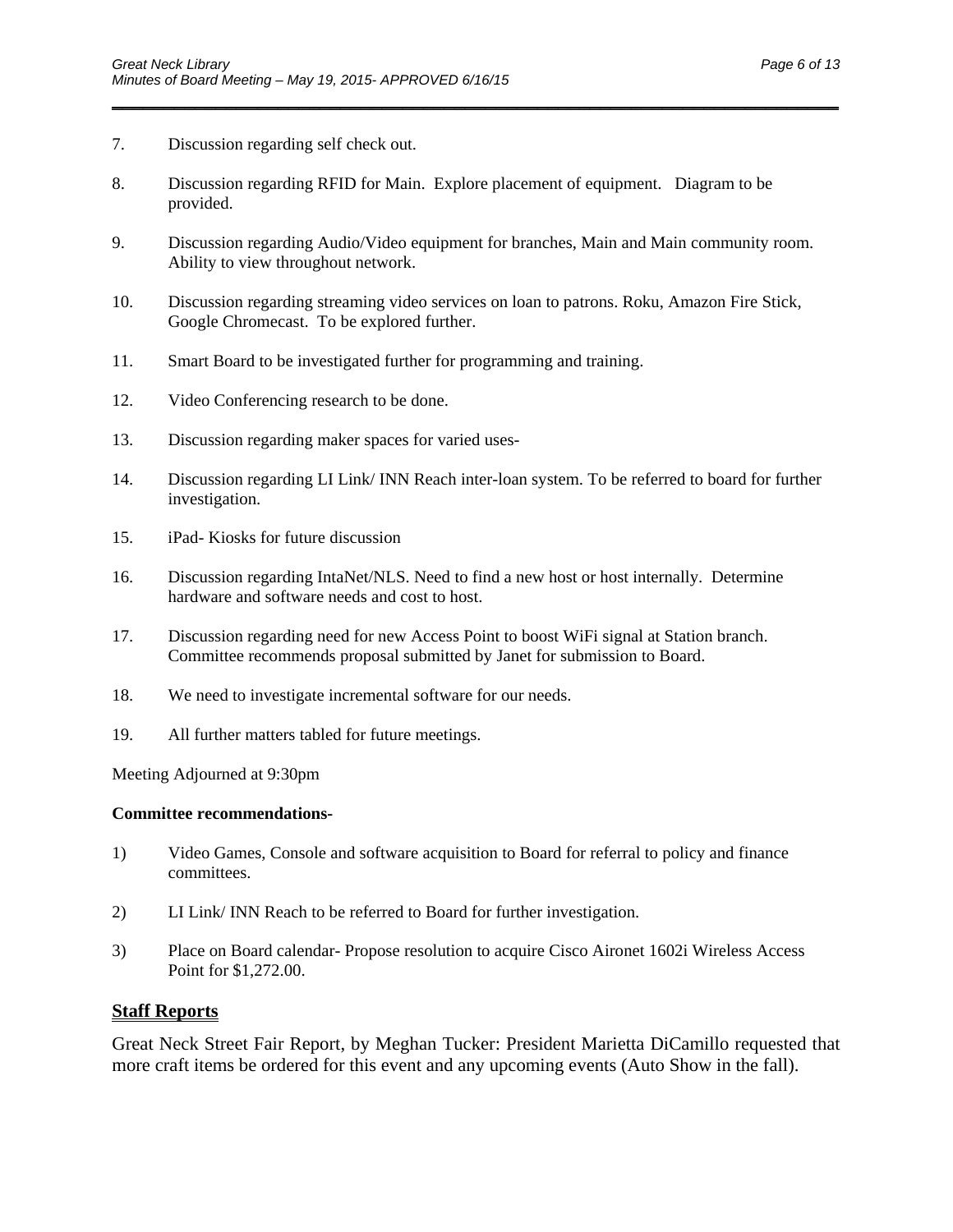7. Discussion regarding self check out.

8. Discussion regarding RFID for Main. Explore placement of equipment. Diagram to be provided.

9. Discussion regarding Audio/Video equipment for branches, Main and Main community room. Ability to view throughout network.

10. Discussion regarding streaming video services on loan to patrons. Roku, Amazon Fire Stick, Google Chromecast. To be explored further.

11. Smart Board to be investigated further for programming and training.

12. Video Conferencing research to be done.

13. Discussion regarding maker spaces for varied uses-

14. Discussion regarding LI Link/ INN Reach inter-loan system. To be referred to board for further investigation.

15. iPad- Kiosks for future discussion

16. Discussion regarding IntaNet/NLS. Need to find a new host or host internally. Determine hardware and software needs and cost to host.

17. Discussion regarding need for new Access Point to boost WiFi signal at Station branch. Committee recommends proposal submitted by Janet for submission to Board.

18. We need to investigate incremental software for our needs.

19. All further matters tabled for future meetings.

Meeting Adjourned at 9:30pm

**Committee recommendations-**

1) Video Games, Console and software acquisition to Board for referral to policy and finance committees.

2) LI Link/ INN Reach to be referred to Board for further investigation.

3) Place on Board calendar- Propose resolution to acquire Cisco Aironet 1602i Wireless Access Point for $1,272.00.

## Staff Reports

Great Neck Street Fair Report, by Meghan Tucker: President Marietta DiCamillo requested that more craft items be ordered for this event and any upcoming events (Auto Show in the fall).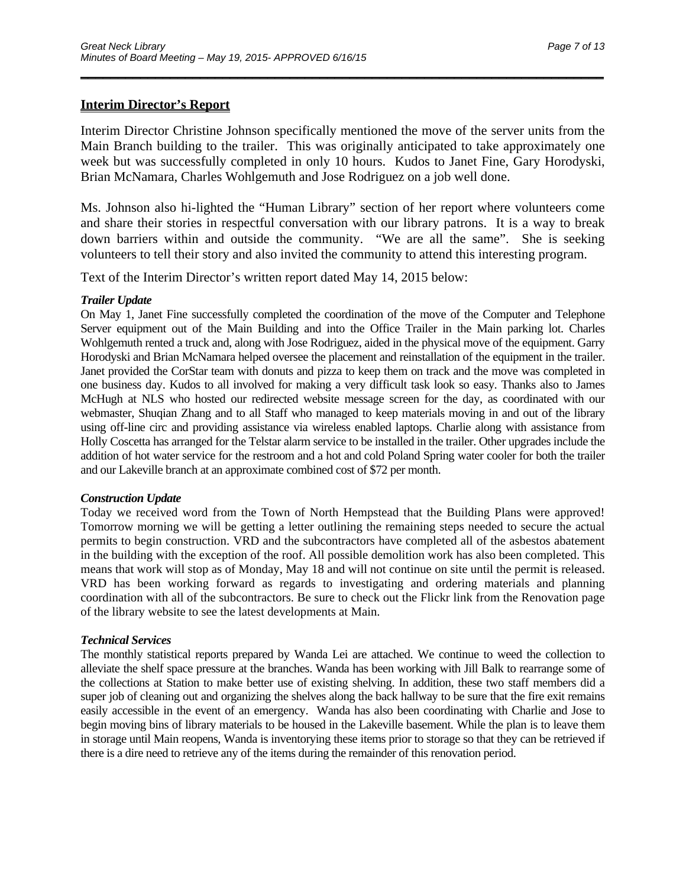## Interim Director's Report

Interim Director Christine Johnson specifically mentioned the move of the server units from the Main Branch building to the trailer. This was originally anticipated to take approximately one week but was successfully completed in only 10 hours. Kudos to Janet Fine, Gary Horodyski, Brian McNamara, Charles Wohlgemuth and Jose Rodriguez on a job well done.

Ms. Johnson also hi-lighted the "Human Library" section of her report where volunteers come and share their stories in respectful conversation with our library patrons. It is a way to break down barriers within and outside the community. "We are all the same". She is seeking volunteers to tell their story and also invited the community to attend this interesting program.

Text of the Interim Director's written report dated May 14, 2015 below:

***Trailer Update***

On May 1, Janet Fine successfully completed the coordination of the move of the Computer and Telephone Server equipment out of the Main Building and into the Office Trailer in the Main parking lot. Charles Wohlgemuth rented a truck and, along with Jose Rodriguez, aided in the physical move of the equipment. Garry Horodyski and Brian McNamara helped oversee the placement and reinstallation of the equipment in the trailer. Janet provided the CorStar team with donuts and pizza to keep them on track and the move was completed in one business day. Kudos to all involved for making a very difficult task look so easy. Thanks also to James McHugh at NLS who hosted our redirected website message screen for the day, as coordinated with our webmaster, Shuqian Zhang and to all Staff who managed to keep materials moving in and out of the library using off-line circ and providing assistance via wireless enabled laptops. Charlie along with assistance from Holly Coscetta has arranged for the Telstar alarm service to be installed in the trailer. Other upgrades include the addition of hot water service for the restroom and a hot and cold Poland Spring water cooler for both the trailer and our Lakeville branch at an approximate combined cost of $72 per month.

***Construction Update***

Today we received word from the Town of North Hempstead that the Building Plans were approved! Tomorrow morning we will be getting a letter outlining the remaining steps needed to secure the actual permits to begin construction. VRD and the subcontractors have completed all of the asbestos abatement in the building with the exception of the roof. All possible demolition work has also been completed. This means that work will stop as of Monday, May 18 and will not continue on site until the permit is released. VRD has been working forward as regards to investigating and ordering materials and planning coordination with all of the subcontractors. Be sure to check out the Flickr link from the Renovation page of the library website to see the latest developments at Main.

***Technical Services***

The monthly statistical reports prepared by Wanda Lei are attached. We continue to weed the collection to alleviate the shelf space pressure at the branches. Wanda has been working with Jill Balk to rearrange some of the collections at Station to make better use of existing shelving. In addition, these two staff members did a super job of cleaning out and organizing the shelves along the back hallway to be sure that the fire exit remains easily accessible in the event of an emergency. Wanda has also been coordinating with Charlie and Jose to begin moving bins of library materials to be housed in the Lakeville basement. While the plan is to leave them in storage until Main reopens, Wanda is inventorying these items prior to storage so that they can be retrieved if there is a dire need to retrieve any of the items during the remainder of this renovation period.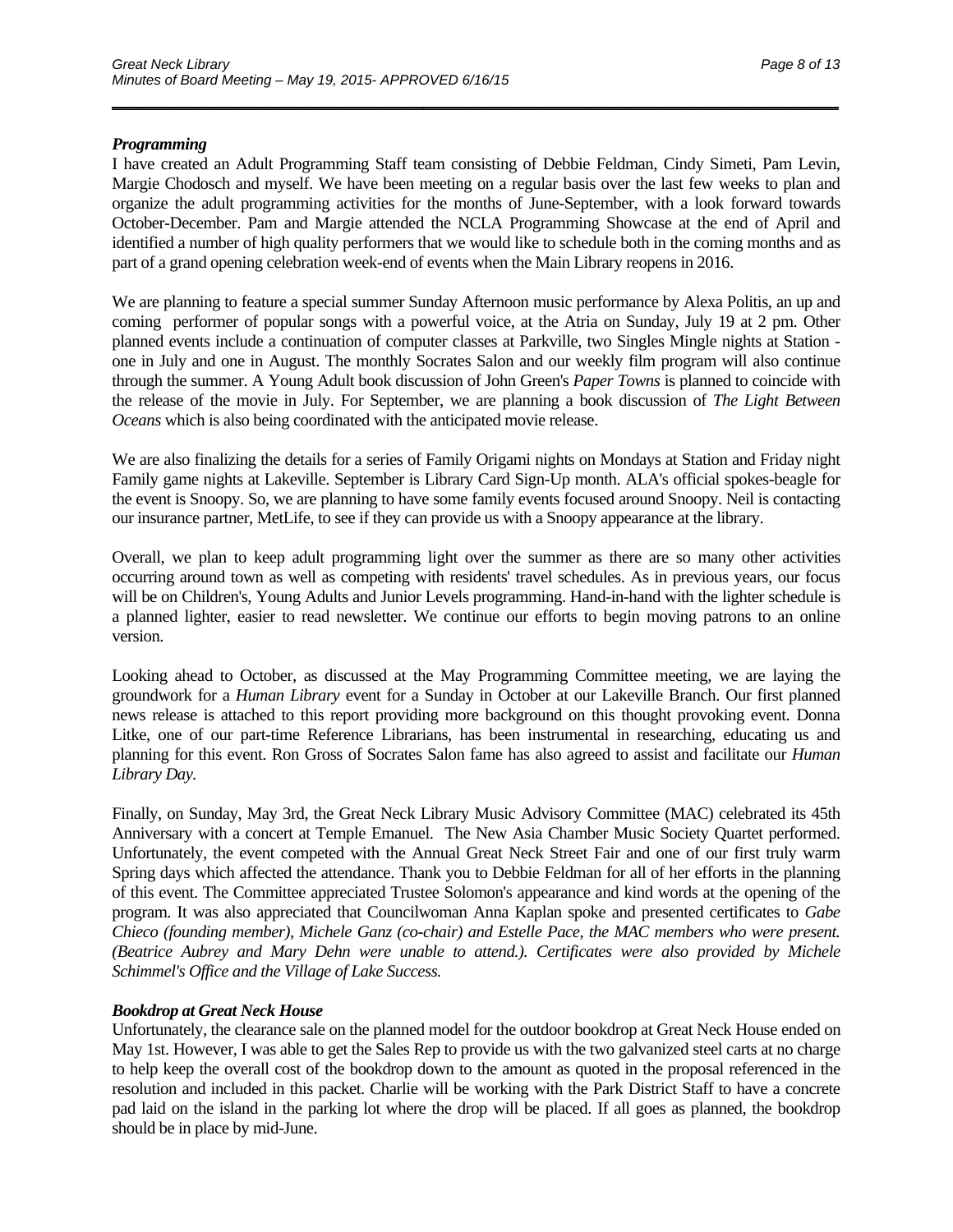***Programming***

I have created an Adult Programming Staff team consisting of Debbie Feldman, Cindy Simeti, Pam Levin, Margie Chodosch and myself. We have been meeting on a regular basis over the last few weeks to plan and organize the adult programming activities for the months of June-September, with a look forward towards October-December. Pam and Margie attended the NCLA Programming Showcase at the end of April and identified a number of high quality performers that we would like to schedule both in the coming months and as part of a grand opening celebration week-end of events when the Main Library reopens in 2016.

We are planning to feature a special summer Sunday Afternoon music performance by Alexa Politis, an up and coming performer of popular songs with a powerful voice, at the Atria on Sunday, July 19 at 2 pm. Other planned events include a continuation of computer classes at Parkville, two Singles Mingle nights at Station - one in July and one in August. The monthly Socrates Salon and our weekly film program will also continue through the summer. A Young Adult book discussion of John Green's *Paper Towns* is planned to coincide with the release of the movie in July. For September, we are planning a book discussion of *The Light Between Oceans* which is also being coordinated with the anticipated movie release.

We are also finalizing the details for a series of Family Origami nights on Mondays at Station and Friday night Family game nights at Lakeville. September is Library Card Sign-Up month. ALA's official spokes-beagle for the event is Snoopy. So, we are planning to have some family events focused around Snoopy. Neil is contacting our insurance partner, MetLife, to see if they can provide us with a Snoopy appearance at the library.

Overall, we plan to keep adult programming light over the summer as there are so many other activities occurring around town as well as competing with residents' travel schedules. As in previous years, our focus will be on Children's, Young Adults and Junior Levels programming. Hand-in-hand with the lighter schedule is a planned lighter, easier to read newsletter. We continue our efforts to begin moving patrons to an online version.

Looking ahead to October, as discussed at the May Programming Committee meeting, we are laying the groundwork for a *Human Library* event for a Sunday in October at our Lakeville Branch. Our first planned news release is attached to this report providing more background on this thought provoking event. Donna Litke, one of our part-time Reference Librarians, has been instrumental in researching, educating us and planning for this event. Ron Gross of Socrates Salon fame has also agreed to assist and facilitate our *Human Library Day.*

Finally, on Sunday, May 3rd, the Great Neck Library Music Advisory Committee (MAC) celebrated its 45th Anniversary with a concert at Temple Emanuel. The New Asia Chamber Music Society Quartet performed. Unfortunately, the event competed with the Annual Great Neck Street Fair and one of our first truly warm Spring days which affected the attendance. Thank you to Debbie Feldman for all of her efforts in the planning of this event. The Committee appreciated Trustee Solomon's appearance and kind words at the opening of the program. It was also appreciated that Councilwoman Anna Kaplan spoke and presented certificates to *Gabe Chieco (founding member), Michele Ganz (co-chair) and Estelle Pace, the MAC members who were present. (Beatrice Aubrey and Mary Dehn were unable to attend.). Certificates were also provided by Michele Schimmel's Office and the Village of Lake Success.*

***Bookdrop at Great Neck House***

Unfortunately, the clearance sale on the planned model for the outdoor bookdrop at Great Neck House ended on May 1st. However, I was able to get the Sales Rep to provide us with the two galvanized steel carts at no charge to help keep the overall cost of the bookdrop down to the amount as quoted in the proposal referenced in the resolution and included in this packet. Charlie will be working with the Park District Staff to have a concrete pad laid on the island in the parking lot where the drop will be placed. If all goes as planned, the bookdrop should be in place by mid-June.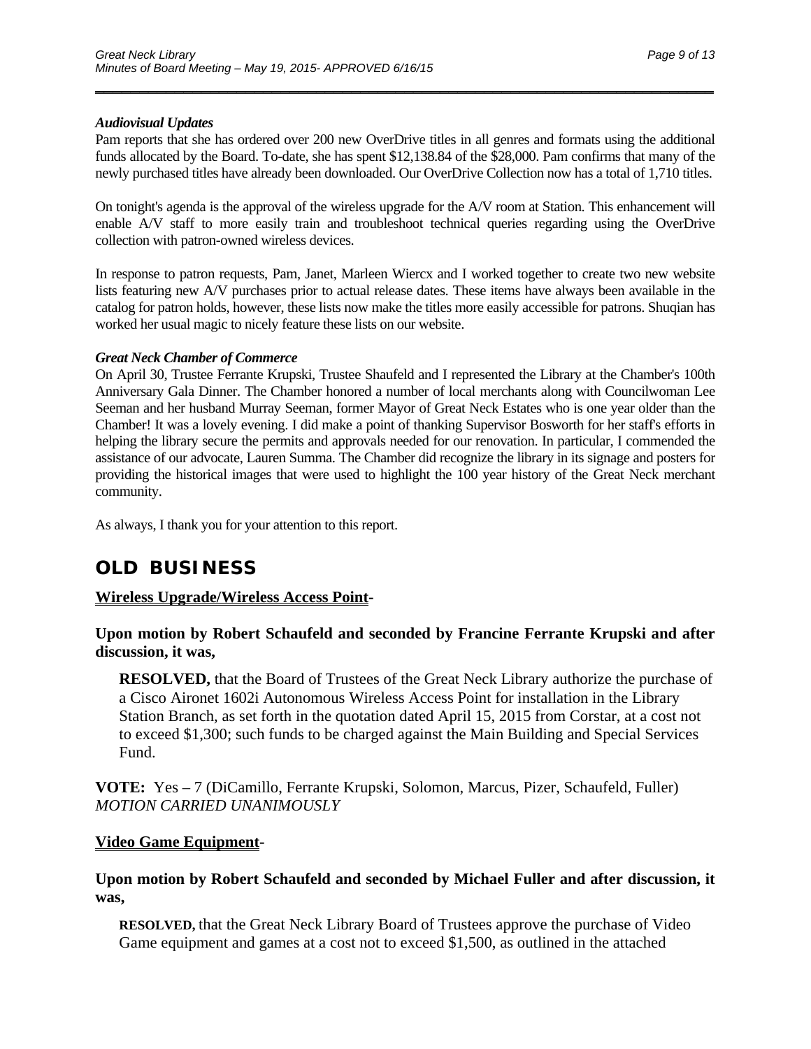***Audiovisual Updates***

Pam reports that she has ordered over 200 new OverDrive titles in all genres and formats using the additional funds allocated by the Board. To-date, she has spent $12,138.84 of the $28,000. Pam confirms that many of the newly purchased titles have already been downloaded. Our OverDrive Collection now has a total of 1,710 titles.

On tonight's agenda is the approval of the wireless upgrade for the A/V room at Station. This enhancement will enable A/V staff to more easily train and troubleshoot technical queries regarding using the OverDrive collection with patron-owned wireless devices.

In response to patron requests, Pam, Janet, Marleen Wiercx and I worked together to create two new website lists featuring new A/V purchases prior to actual release dates. These items have always been available in the catalog for patron holds, however, these lists now make the titles more easily accessible for patrons. Shuqian has worked her usual magic to nicely feature these lists on our website.

***Great Neck Chamber of Commerce***

On April 30, Trustee Ferrante Krupski, Trustee Shaufeld and I represented the Library at the Chamber's 100th Anniversary Gala Dinner. The Chamber honored a number of local merchants along with Councilwoman Lee Seeman and her husband Murray Seeman, former Mayor of Great Neck Estates who is one year older than the Chamber! It was a lovely evening. I did make a point of thanking Supervisor Bosworth for her staff's efforts in helping the library secure the permits and approvals needed for our renovation. In particular, I commended the assistance of our advocate, Lauren Summa. The Chamber did recognize the library in its signage and posters for providing the historical images that were used to highlight the 100 year history of the Great Neck merchant community.

As always, I thank you for your attention to this report.

# OLD BUSINESS

**Wireless Upgrade/Wireless Access Point-**

**Upon motion by Robert Schaufeld and seconded by Francine Ferrante Krupski and after discussion, it was,**

> **RESOLVED,** that the Board of Trustees of the Great Neck Library authorize the purchase of a Cisco Aironet 1602i Autonomous Wireless Access Point for installation in the Library Station Branch, as set forth in the quotation dated April 15, 2015 from Corstar, at a cost not to exceed $1,300; such funds to be charged against the Main Building and Special Services Fund.

**VOTE:** Yes – 7 (DiCamillo, Ferrante Krupski, Solomon, Marcus, Pizer, Schaufeld, Fuller)
*MOTION CARRIED UNANIMOUSLY*

**Video Game Equipment-**

**Upon motion by Robert Schaufeld and seconded by Michael Fuller and after discussion, it was,**

> **RESOLVED,** that the Great Neck Library Board of Trustees approve the purchase of Video Game equipment and games at a cost not to exceed $1,500, as outlined in the attached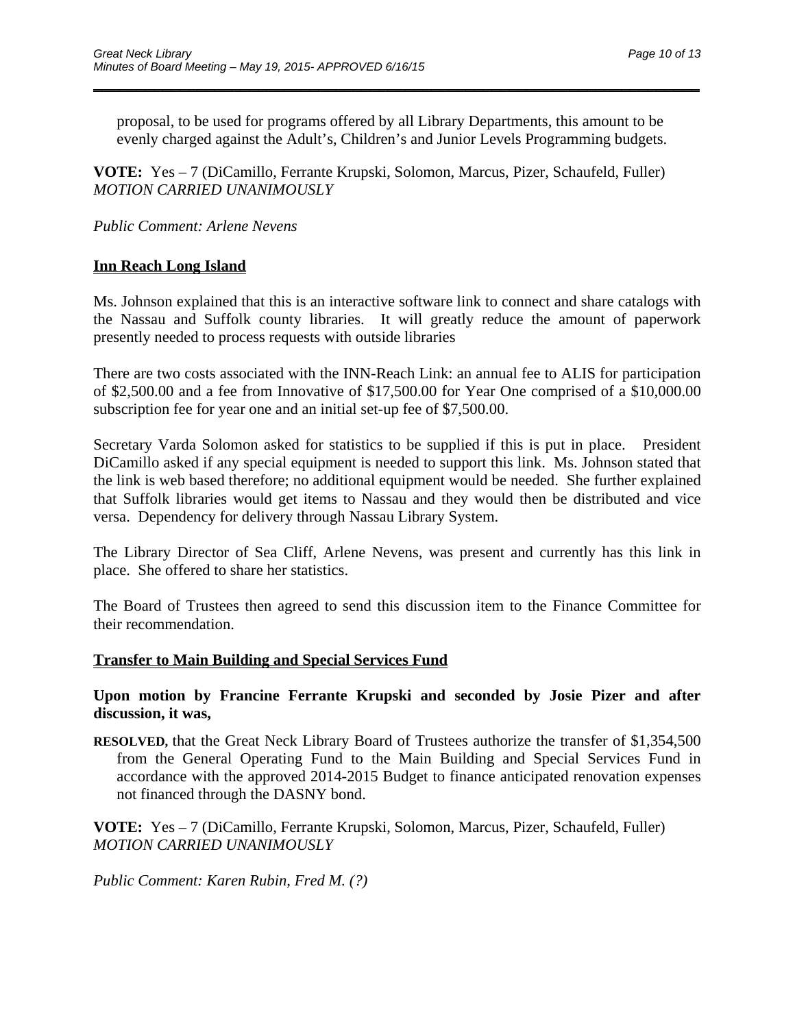proposal, to be used for programs offered by all Library Departments, this amount to be evenly charged against the Adult's, Children's and Junior Levels Programming budgets.

**VOTE:** Yes – 7 (DiCamillo, Ferrante Krupski, Solomon, Marcus, Pizer, Schaufeld, Fuller)
*MOTION CARRIED UNANIMOUSLY*

*Public Comment: Arlene Nevens*

## Inn Reach Long Island

Ms. Johnson explained that this is an interactive software link to connect and share catalogs with the Nassau and Suffolk county libraries. It will greatly reduce the amount of paperwork presently needed to process requests with outside libraries

There are two costs associated with the INN-Reach Link: an annual fee to ALIS for participation of $2,500.00 and a fee from Innovative of $17,500.00 for Year One comprised of a $10,000.00 subscription fee for year one and an initial set-up fee of $7,500.00.

Secretary Varda Solomon asked for statistics to be supplied if this is put in place. President DiCamillo asked if any special equipment is needed to support this link. Ms. Johnson stated that the link is web based therefore; no additional equipment would be needed. She further explained that Suffolk libraries would get items to Nassau and they would then be distributed and vice versa. Dependency for delivery through Nassau Library System.

The Library Director of Sea Cliff, Arlene Nevens, was present and currently has this link in place. She offered to share her statistics.

The Board of Trustees then agreed to send this discussion item to the Finance Committee for their recommendation.

## Transfer to Main Building and Special Services Fund

**Upon motion by Francine Ferrante Krupski and seconded by Josie Pizer and after discussion, it was,**

**RESOLVED,** that the Great Neck Library Board of Trustees authorize the transfer of $1,354,500 from the General Operating Fund to the Main Building and Special Services Fund in accordance with the approved 2014-2015 Budget to finance anticipated renovation expenses not financed through the DASNY bond.

**VOTE:** Yes – 7 (DiCamillo, Ferrante Krupski, Solomon, Marcus, Pizer, Schaufeld, Fuller)
*MOTION CARRIED UNANIMOUSLY*

*Public Comment: Karen Rubin, Fred M. (?)*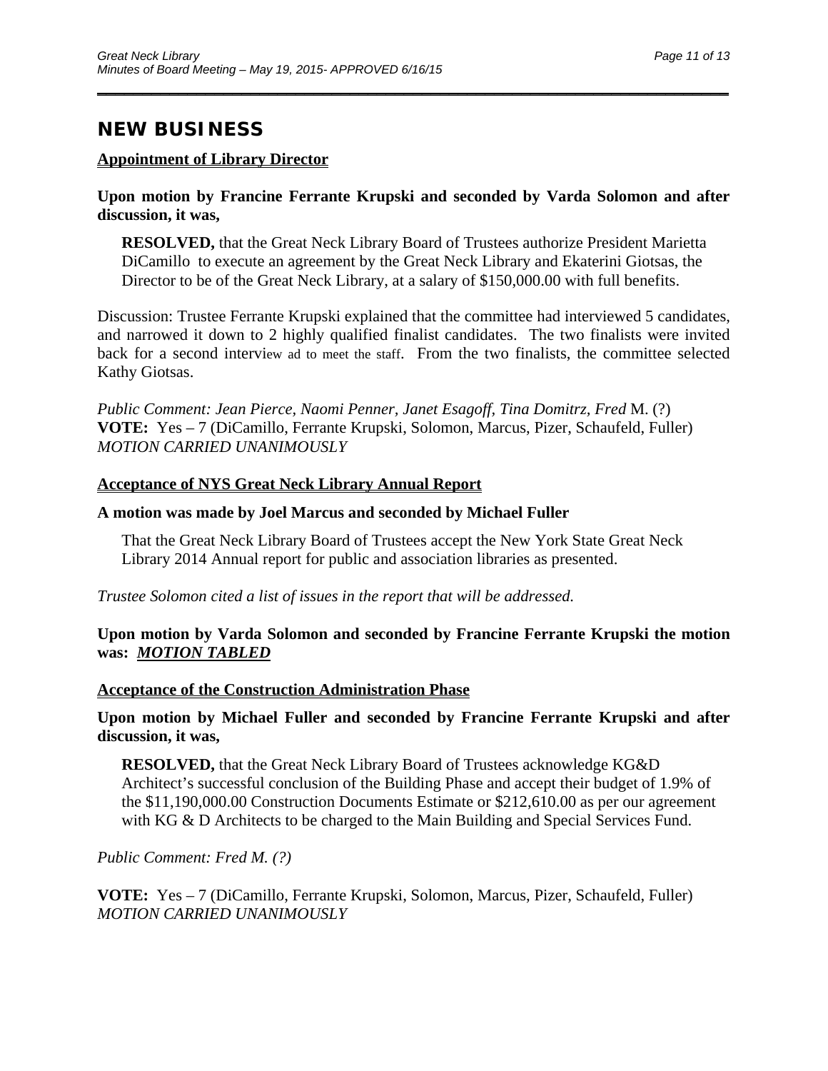## NEW BUSINESS

**Appointment of Library Director**

**Upon motion by Francine Ferrante Krupski and seconded by Varda Solomon and after discussion, it was,**

> **RESOLVED,** that the Great Neck Library Board of Trustees authorize President Marietta DiCamillo to execute an agreement by the Great Neck Library and Ekaterini Giotsas, the Director to be of the Great Neck Library, at a salary of $150,000.00 with full benefits.

Discussion: Trustee Ferrante Krupski explained that the committee had interviewed 5 candidates, and narrowed it down to 2 highly qualified finalist candidates. The two finalists were invited back for a second interview ad to meet the staff. From the two finalists, the committee selected Kathy Giotsas.

*Public Comment: Jean Pierce, Naomi Penner, Janet Esagoff, Tina Domitrz, Fred* M. (?)
**VOTE:** Yes – 7 (DiCamillo, Ferrante Krupski, Solomon, Marcus, Pizer, Schaufeld, Fuller)
*MOTION CARRIED UNANIMOUSLY*

**Acceptance of NYS Great Neck Library Annual Report**

**A motion was made by Joel Marcus and seconded by Michael Fuller**

> That the Great Neck Library Board of Trustees accept the New York State Great Neck Library 2014 Annual report for public and association libraries as presented.

*Trustee Solomon cited a list of issues in the report that will be addressed.*

**Upon motion by Varda Solomon and seconded by Francine Ferrante Krupski the motion was: *MOTION TABLED***

**Acceptance of the Construction Administration Phase**

**Upon motion by Michael Fuller and seconded by Francine Ferrante Krupski and after discussion, it was,**

> **RESOLVED,** that the Great Neck Library Board of Trustees acknowledge KG&D Architect's successful conclusion of the Building Phase and accept their budget of 1.9% of the $11,190,000.00 Construction Documents Estimate or $212,610.00 as per our agreement with KG & D Architects to be charged to the Main Building and Special Services Fund.

*Public Comment: Fred M. (?)*

**VOTE:** Yes – 7 (DiCamillo, Ferrante Krupski, Solomon, Marcus, Pizer, Schaufeld, Fuller)
*MOTION CARRIED UNANIMOUSLY*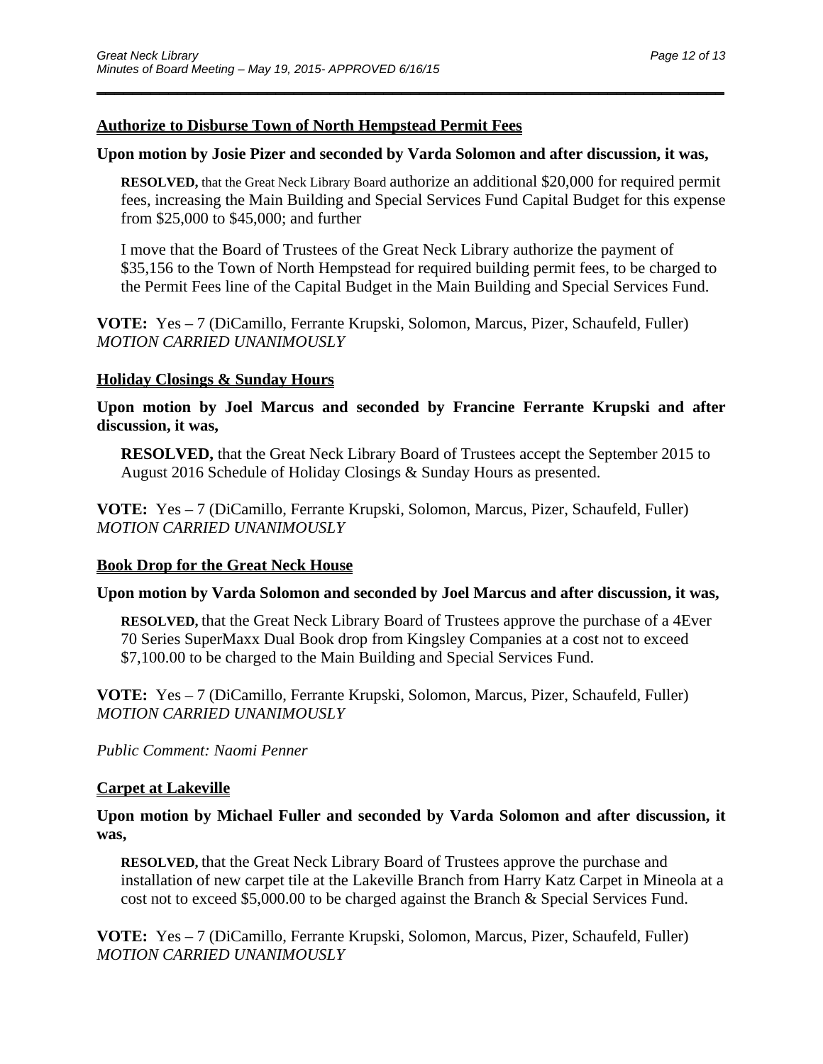**Authorize to Disburse Town of North Hempstead Permit Fees**

**Upon motion by Josie Pizer and seconded by Varda Solomon and after discussion, it was,**

> **RESOLVED,** that the Great Neck Library Board authorize an additional $20,000 for required permit fees, increasing the Main Building and Special Services Fund Capital Budget for this expense from $25,000 to $45,000; and further
>
> I move that the Board of Trustees of the Great Neck Library authorize the payment of $35,156 to the Town of North Hempstead for required building permit fees, to be charged to the Permit Fees line of the Capital Budget in the Main Building and Special Services Fund.

**VOTE:** Yes – 7 (DiCamillo, Ferrante Krupski, Solomon, Marcus, Pizer, Schaufeld, Fuller)
*MOTION CARRIED UNANIMOUSLY*

**Holiday Closings & Sunday Hours**

**Upon motion by Joel Marcus and seconded by Francine Ferrante Krupski and after discussion, it was,**

> **RESOLVED,** that the Great Neck Library Board of Trustees accept the September 2015 to August 2016 Schedule of Holiday Closings & Sunday Hours as presented.

**VOTE:** Yes – 7 (DiCamillo, Ferrante Krupski, Solomon, Marcus, Pizer, Schaufeld, Fuller)
*MOTION CARRIED UNANIMOUSLY*

**Book Drop for the Great Neck House**

**Upon motion by Varda Solomon and seconded by Joel Marcus and after discussion, it was,**

> **RESOLVED,** that the Great Neck Library Board of Trustees approve the purchase of a 4Ever 70 Series SuperMaxx Dual Book drop from Kingsley Companies at a cost not to exceed $7,100.00 to be charged to the Main Building and Special Services Fund.

**VOTE:** Yes – 7 (DiCamillo, Ferrante Krupski, Solomon, Marcus, Pizer, Schaufeld, Fuller)
*MOTION CARRIED UNANIMOUSLY*

*Public Comment: Naomi Penner*

**Carpet at Lakeville**

**Upon motion by Michael Fuller and seconded by Varda Solomon and after discussion, it was,**

> **RESOLVED,** that the Great Neck Library Board of Trustees approve the purchase and installation of new carpet tile at the Lakeville Branch from Harry Katz Carpet in Mineola at a cost not to exceed $5,000.00 to be charged against the Branch & Special Services Fund.

**VOTE:** Yes – 7 (DiCamillo, Ferrante Krupski, Solomon, Marcus, Pizer, Schaufeld, Fuller)
*MOTION CARRIED UNANIMOUSLY*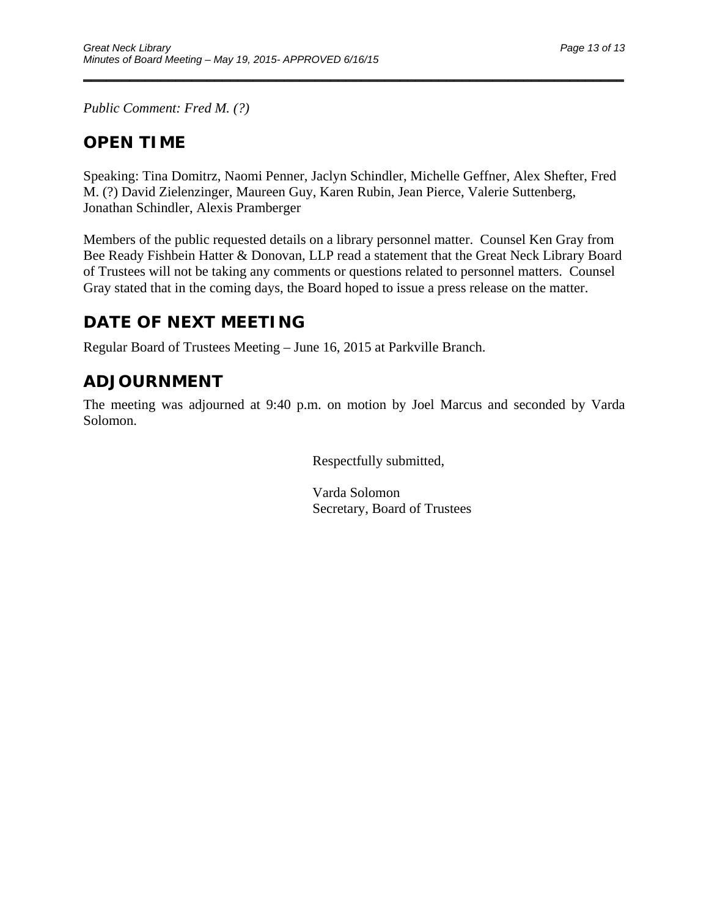*Public Comment: Fred M. (?)*

## OPEN TIME

Speaking: Tina Domitrz, Naomi Penner, Jaclyn Schindler, Michelle Geffner, Alex Shefter, Fred M. (?) David Zielenzinger, Maureen Guy, Karen Rubin, Jean Pierce, Valerie Suttenberg, Jonathan Schindler, Alexis Pramberger

Members of the public requested details on a library personnel matter. Counsel Ken Gray from Bee Ready Fishbein Hatter & Donovan, LLP read a statement that the Great Neck Library Board of Trustees will not be taking any comments or questions related to personnel matters. Counsel Gray stated that in the coming days, the Board hoped to issue a press release on the matter.

## DATE OF NEXT MEETING

Regular Board of Trustees Meeting – June 16, 2015 at Parkville Branch.

## ADJOURNMENT

The meeting was adjourned at 9:40 p.m. on motion by Joel Marcus and seconded by Varda Solomon.

Respectfully submitted,

Varda Solomon
Secretary, Board of Trustees